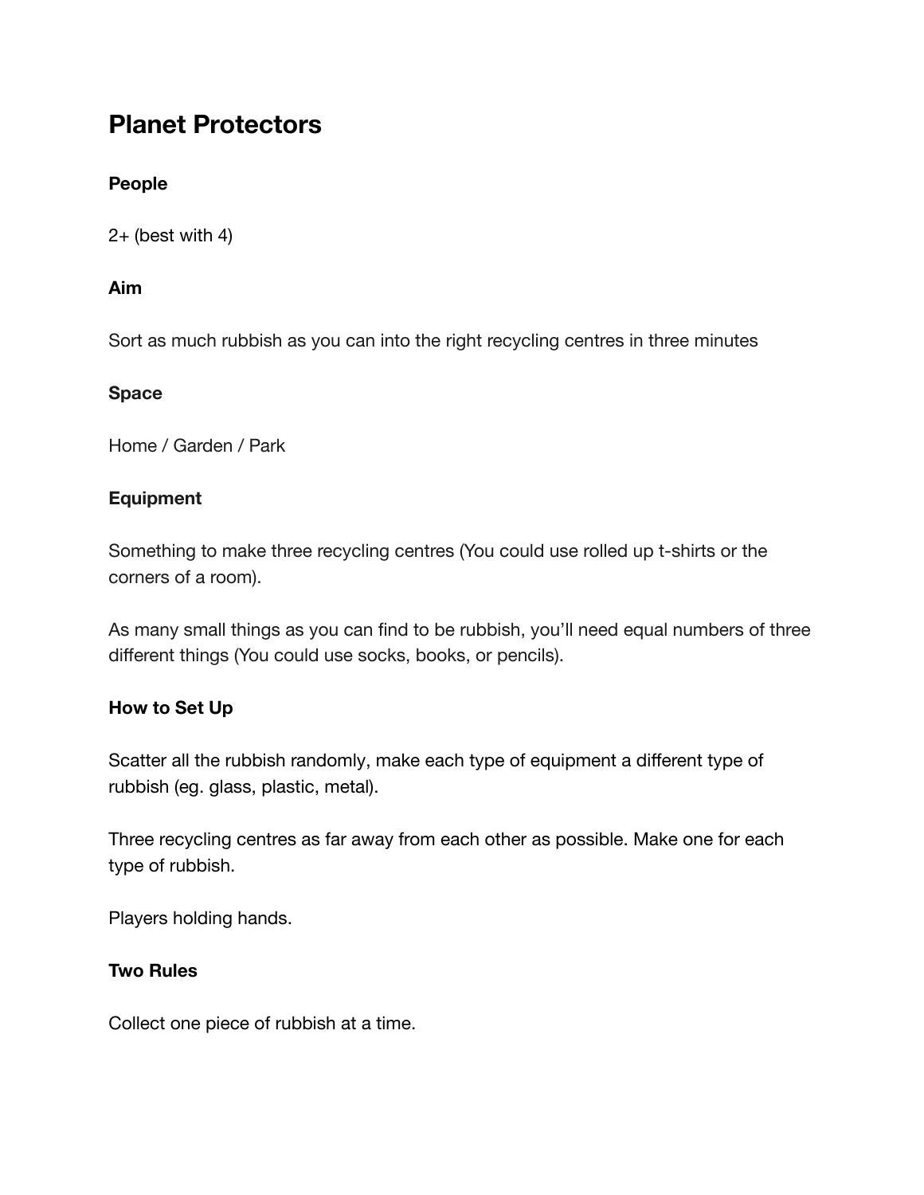# Planet Protectors

**People**

2+ (best with 4)

**Aim**

Sort as much rubbish as you can into the right recycling centres in three minutes

**Space**

Home / Garden / Park

**Equipment**

Something to make three recycling centres (You could use rolled up t-shirts or the corners of a room).

As many small things as you can find to be rubbish, you'll need equal numbers of three different things (You could use socks, books, or pencils).

**How to Set Up**

Scatter all the rubbish randomly, make each type of equipment a different type of rubbish (eg. glass, plastic, metal).

Three recycling centres as far away from each other as possible. Make one for each type of rubbish.

Players holding hands.

**Two Rules**

Collect one piece of rubbish at a time.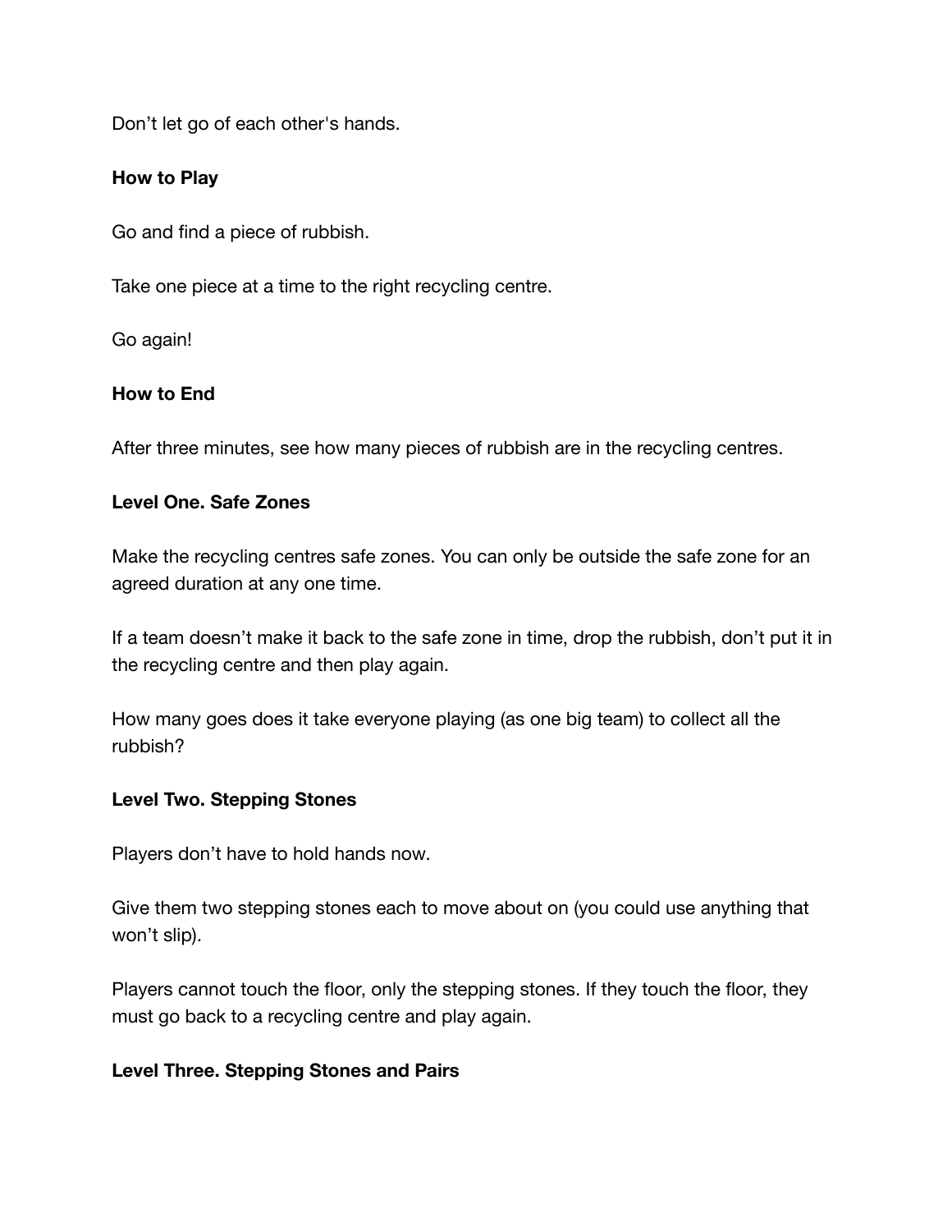Don't let go of each other's hands.

**How to Play**

Go and find a piece of rubbish.

Take one piece at a time to the right recycling centre.

Go again!

**How to End**

After three minutes, see how many pieces of rubbish are in the recycling centres.

**Level One. Safe Zones**

Make the recycling centres safe zones. You can only be outside the safe zone for an agreed duration at any one time.

If a team doesn't make it back to the safe zone in time, drop the rubbish, don't put it in the recycling centre and then play again.

How many goes does it take everyone playing (as one big team) to collect all the rubbish?

**Level Two. Stepping Stones**

Players don't have to hold hands now.

Give them two stepping stones each to move about on (you could use anything that won't slip).

Players cannot touch the floor, only the stepping stones. If they touch the floor, they must go back to a recycling centre and play again.

**Level Three. Stepping Stones and Pairs**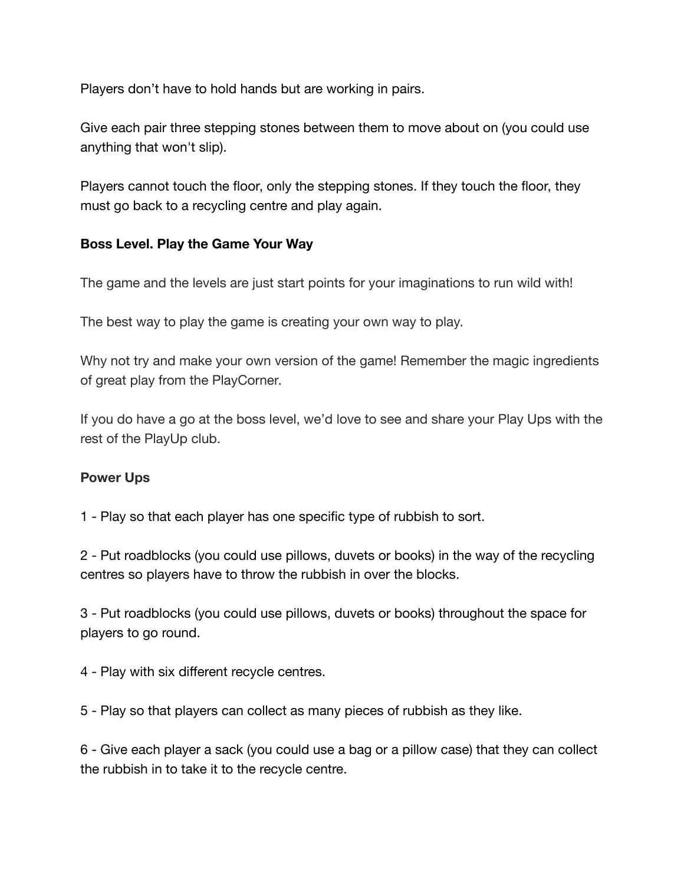Players don’t have to hold hands but are working in pairs.

Give each pair three stepping stones between them to move about on (you could use anything that won't slip).

Players cannot touch the floor, only the stepping stones. If they touch the floor, they must go back to a recycling centre and play again.

**Boss Level. Play the Game Your Way**

The game and the levels are just start points for your imaginations to run wild with!

The best way to play the game is creating your own way to play.

Why not try and make your own version of the game! Remember the magic ingredients of great play from the PlayCorner.

If you do have a go at the boss level, we’d love to see and share your Play Ups with the rest of the PlayUp club.

**Power Ups**

1 - Play so that each player has one specific type of rubbish to sort.

2 - Put roadblocks (you could use pillows, duvets or books) in the way of the recycling centres so players have to throw the rubbish in over the blocks.

3 - Put roadblocks (you could use pillows, duvets or books) throughout the space for players to go round.

4 - Play with six different recycle centres.

5 - Play so that players can collect as many pieces of rubbish as they like.

6 - Give each player a sack (you could use a bag or a pillow case) that they can collect the rubbish in to take it to the recycle centre.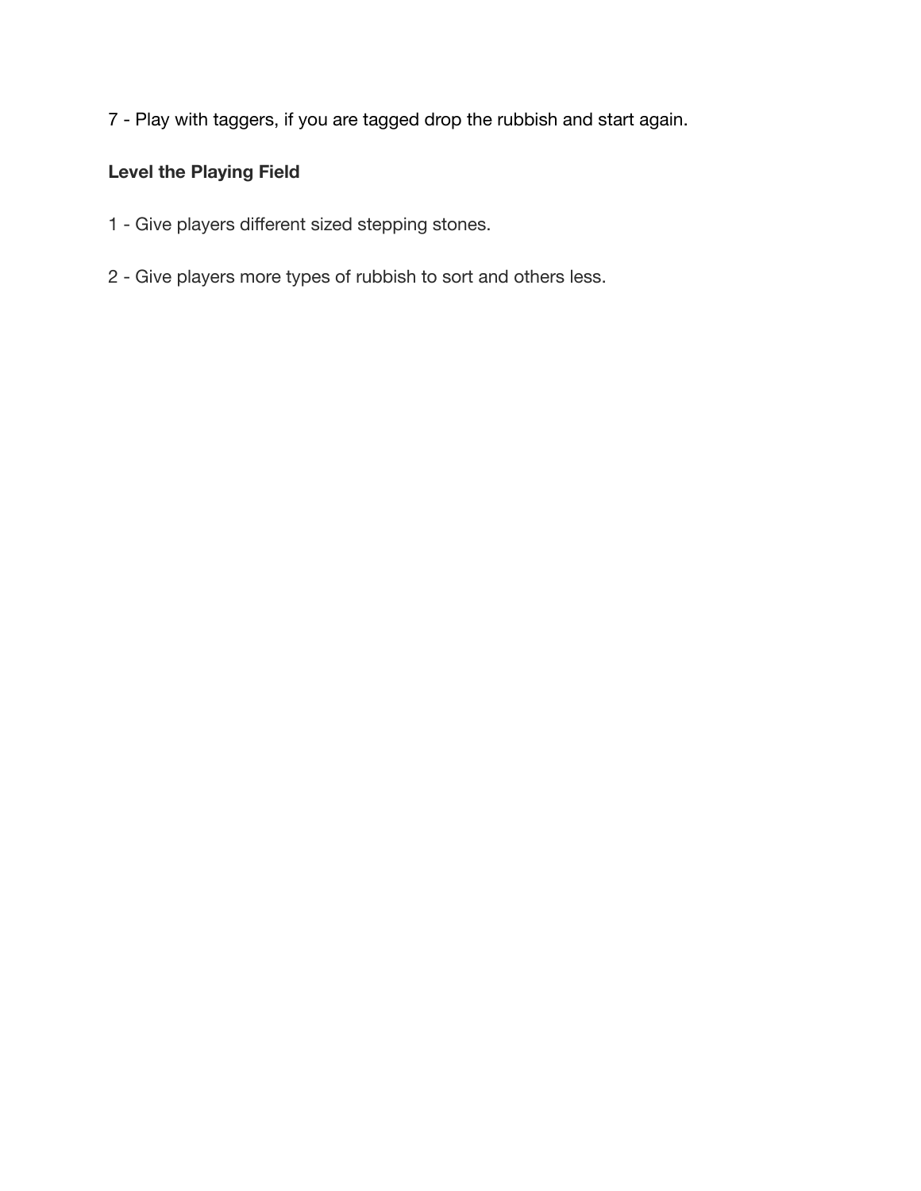7 - Play with taggers, if you are tagged drop the rubbish and start again.

**Level the Playing Field**

1 - Give players different sized stepping stones.

2 - Give players more types of rubbish to sort and others less.